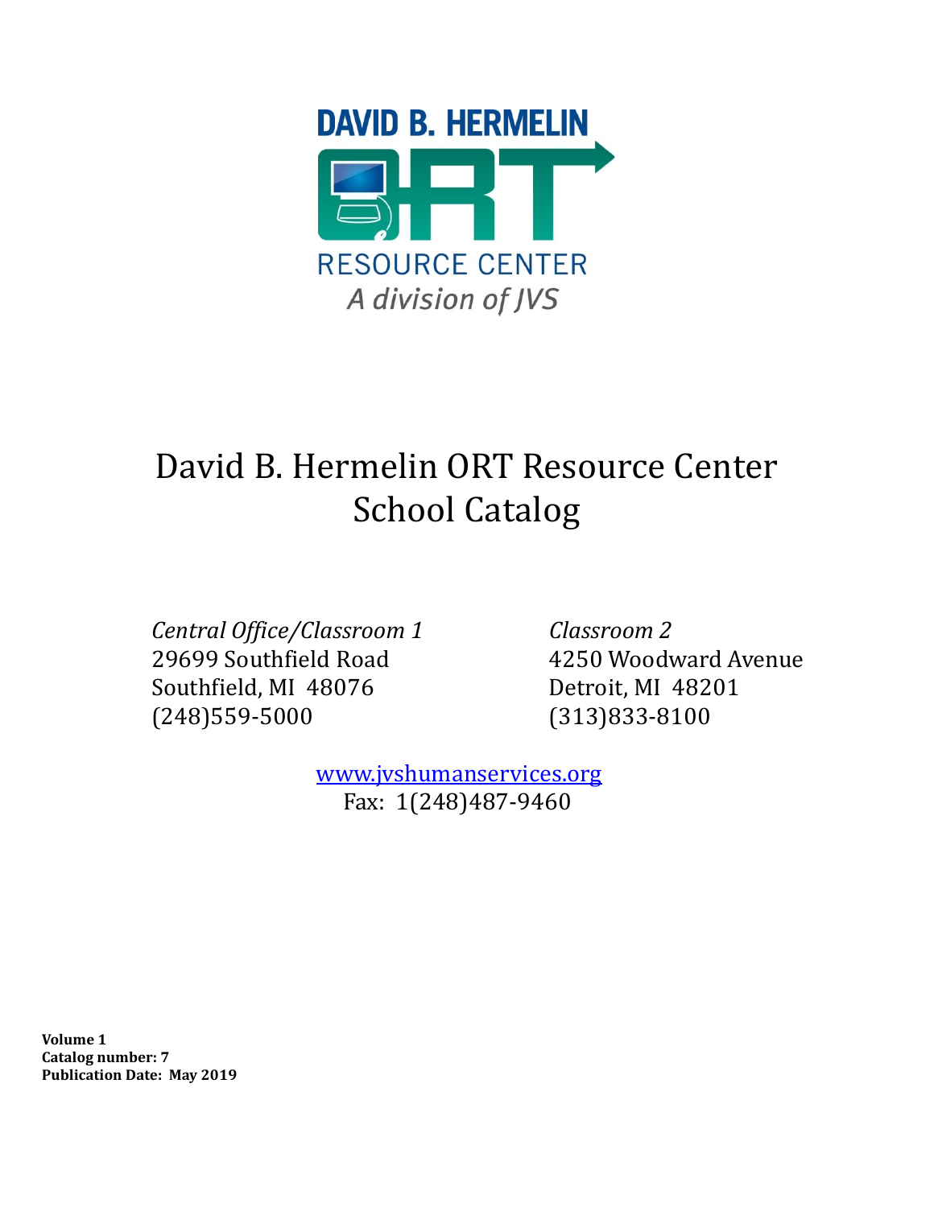DAVID B. HERMELIN

ORT

RESOURCE CENTER

*A division of JVS*

# David B. Hermelin ORT Resource Center School Catalog

*Central Office/Classroom 1*
29699 Southfield Road
Southfield, MI 48076
(248)559-5000

*Classroom 2*
4250 Woodward Avenue
Detroit, MI 48201
(313)833-8100

[www.jvshumanservices.org](http://www.jvshumanservices.org)
Fax: 1(248)487-9460

**Volume 1**
**Catalog number: 7**
**Publication Date: May 2019**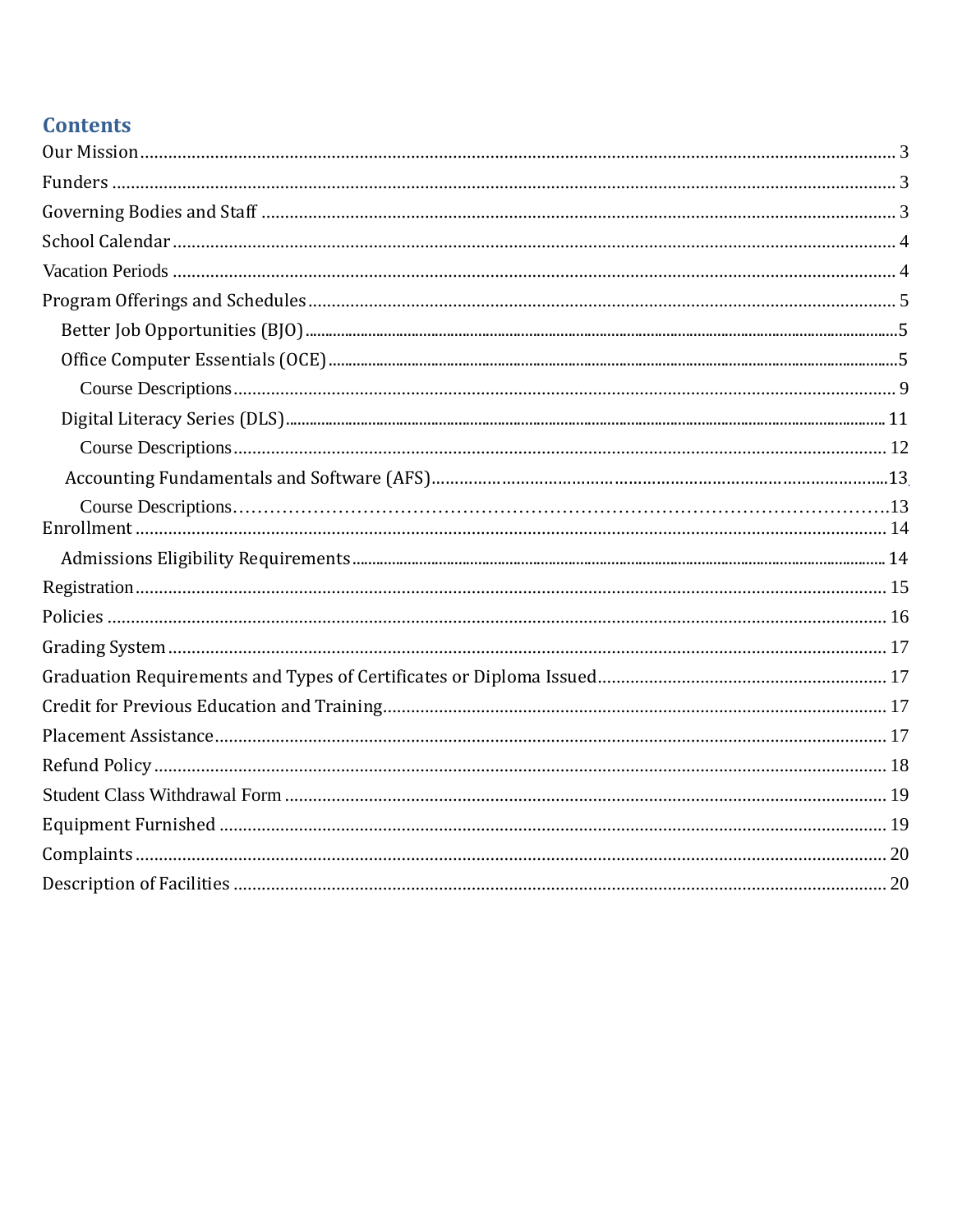# Contents

- Our Mission ... 3
- Funders ... 3
- Governing Bodies and Staff ... 3
- School Calendar ... 4
- Vacation Periods ... 4
- Program Offerings and Schedules ... 5
  - Better Job Opportunities (BJO) ... 5
  - Office Computer Essentials (OCE) ... 5
    - Course Descriptions ... 9
  - Digital Literacy Series (DLS) ... 11
    - Course Descriptions ... 12
  - Accounting Fundamentals and Software (AFS) ... 13
    - Course Descriptions ... 13
- Enrollment ... 14
  - Admissions Eligibility Requirements ... 14
- Registration ... 15
- Policies ... 16
- Grading System ... 17
- Graduation Requirements and Types of Certificates or Diploma Issued ... 17
- Credit for Previous Education and Training ... 17
- Placement Assistance ... 17
- Refund Policy ... 18
- Student Class Withdrawal Form ... 19
- Equipment Furnished ... 19
- Complaints ... 20
- Description of Facilities ... 20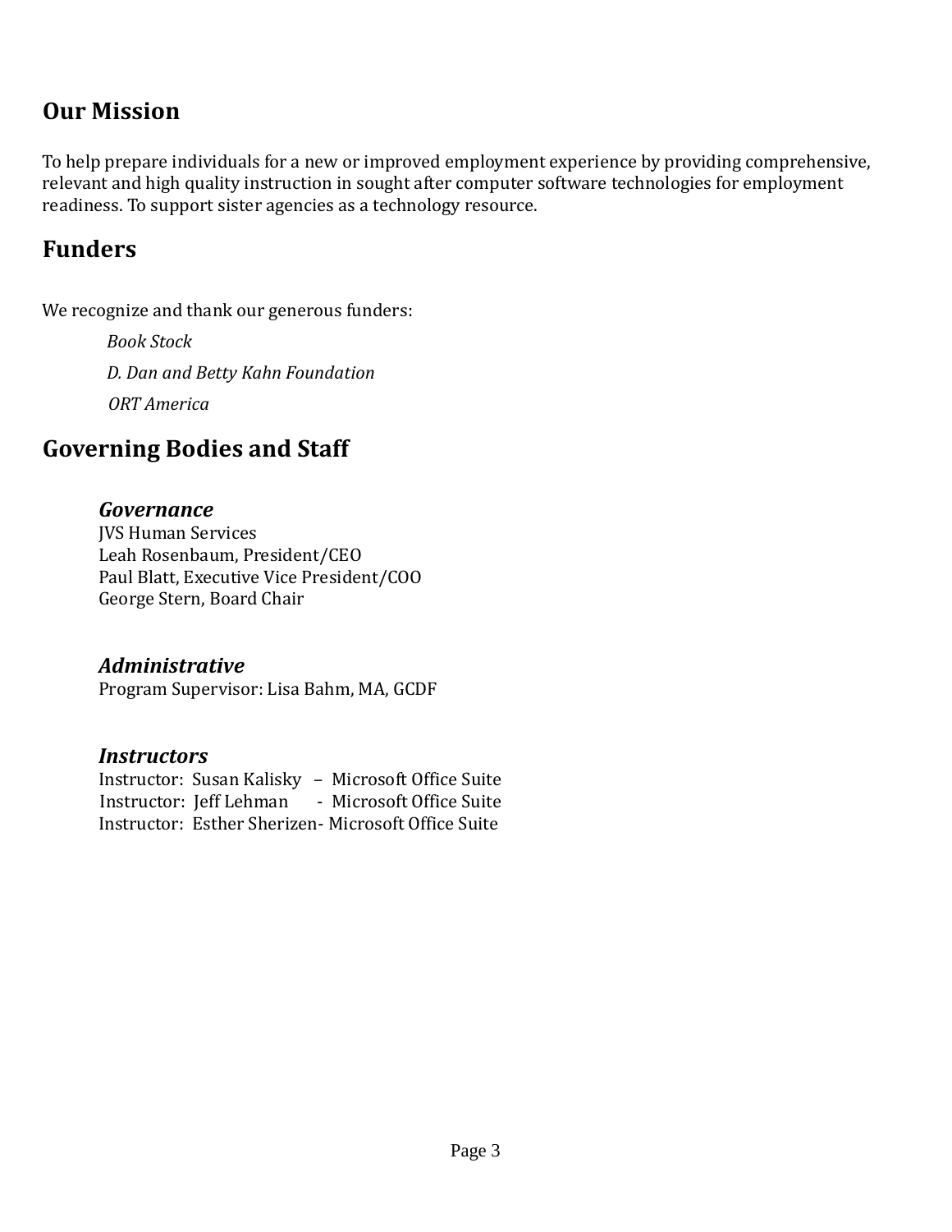## Our Mission

To help prepare individuals for a new or improved employment experience by providing comprehensive, relevant and high quality instruction in sought after computer software technologies for employment readiness. To support sister agencies as a technology resource.

## Funders

We recognize and thank our generous funders:

*Book Stock*

*D. Dan and Betty Kahn Foundation*

*ORT America*

## Governing Bodies and Staff

### *Governance*

JVS Human Services
Leah Rosenbaum, President/CEO
Paul Blatt, Executive Vice President/COO
George Stern, Board Chair

### *Administrative*

Program Supervisor: Lisa Bahm, MA, GCDF

### *Instructors*

Instructor: Susan Kalisky – Microsoft Office Suite
Instructor: Jeff Lehman - Microsoft Office Suite
Instructor: Esther Sherizen- Microsoft Office Suite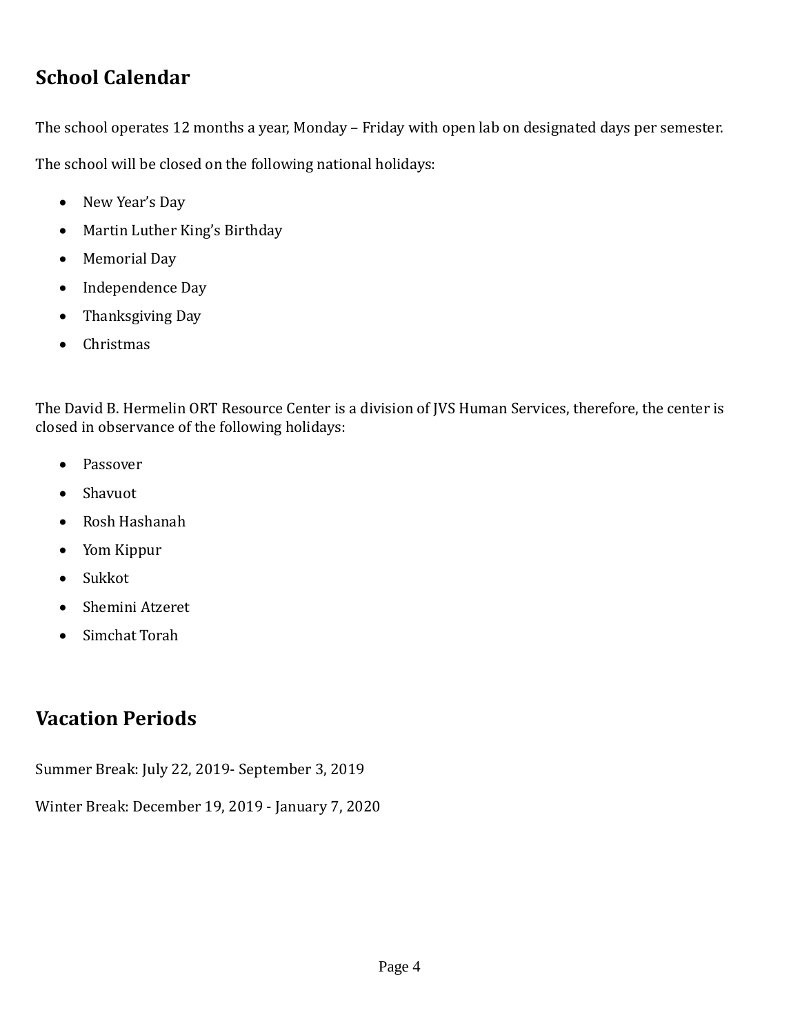## School Calendar

The school operates 12 months a year, Monday – Friday with open lab on designated days per semester.

The school will be closed on the following national holidays:

- New Year's Day
- Martin Luther King's Birthday
- Memorial Day
- Independence Day
- Thanksgiving Day
- Christmas

The David B. Hermelin ORT Resource Center is a division of JVS Human Services, therefore, the center is closed in observance of the following holidays:

- Passover
- Shavuot
- Rosh Hashanah
- Yom Kippur
- Sukkot
- Shemini Atzeret
- Simchat Torah

## Vacation Periods

Summer Break: July 22, 2019- September 3, 2019

Winter Break: December 19, 2019 - January 7, 2020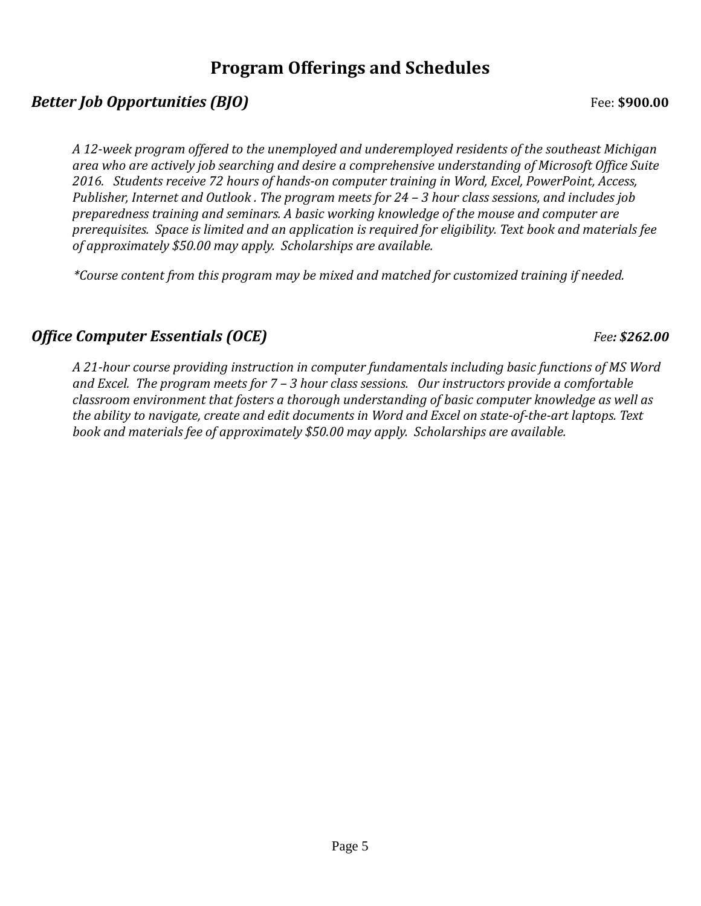# Program Offerings and Schedules

## *Better Job Opportunities (BJO)* — Fee: **$900.00**

*A 12-week program offered to the unemployed and underemployed residents of the southeast Michigan area who are actively job searching and desire a comprehensive understanding of Microsoft Office Suite 2016. Students receive 72 hours of hands-on computer training in Word, Excel, PowerPoint, Access, Publisher, Internet and Outlook . The program meets for 24 – 3 hour class sessions, and includes job preparedness training and seminars. A basic working knowledge of the mouse and computer are prerequisites. Space is limited and an application is required for eligibility. Text book and materials fee of approximately $50.00 may apply. Scholarships are available.*

*\*Course content from this program may be mixed and matched for customized training if needed.*

## *Office Computer Essentials (OCE)* — *Fee: **$262.00***

*A 21-hour course providing instruction in computer fundamentals including basic functions of MS Word and Excel. The program meets for 7 – 3 hour class sessions. Our instructors provide a comfortable classroom environment that fosters a thorough understanding of basic computer knowledge as well as the ability to navigate, create and edit documents in Word and Excel on state-of-the-art laptops. Text book and materials fee of approximately $50.00 may apply. Scholarships are available.*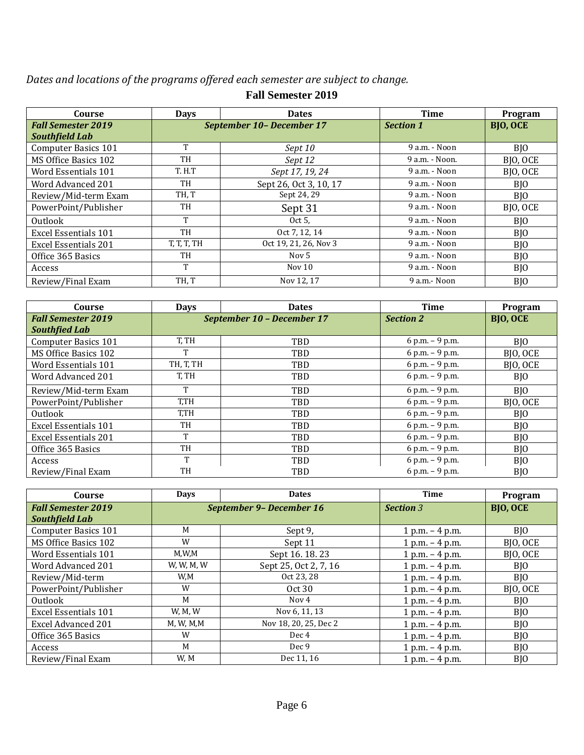*Dates and locations of the programs offered each semester are subject to change.*

## Fall Semester 2019

| Course | Days | Dates | Time | Program |
|---|---|---|---|---|
| ***Fall Semester 2019 Southfield Lab*** | ***September 10– December 17*** | | ***Section 1*** | **BJO, OCE** |
| Computer Basics 101 | T | *Sept 10* | 9 a.m. - Noon | BJO |
| MS Office Basics 102 | TH | *Sept 12* | 9 a.m. - Noon. | BJO, OCE |
| Word Essentials 101 | T. H.T | *Sept 17, 19, 24* | 9 a.m. - Noon | BJO, OCE |
| Word Advanced 201 | TH | Sept 26, Oct 3, 10, 17 | 9 a.m. - Noon | BJO |
| Review/Mid-term Exam | TH, T | Sept 24, 29 | 9 a.m. - Noon | BJO |
| PowerPoint/Publisher | TH | Sept 31 | 9 a.m. - Noon | BJO, OCE |
| Outlook | T | Oct 5, | 9 a.m. - Noon | BJO |
| Excel Essentials 101 | TH | Oct 7, 12, 14 | 9 a.m. - Noon | BJO |
| Excel Essentials 201 | T, T, T, TH | Oct 19, 21, 26, Nov 3 | 9 a.m. - Noon | BJO |
| Office 365 Basics | TH | Nov 5 | 9 a.m. - Noon | BJO |
| Access | T | Nov 10 | 9 a.m. - Noon | BJO |
| Review/Final Exam | TH, T | Nov 12, 17 | 9 a.m.- Noon | BJO |

| Course | Days | Dates | Time | Program |
|---|---|---|---|---|
| ***Fall Semester 2019 Southfied Lab*** | ***September 10 – December 17*** | | ***Section 2*** | **BJO, OCE** |
| Computer Basics 101 | T, TH | TBD | 6 p.m. – 9 p.m. | BJO |
| MS Office Basics 102 | T | TBD | 6 p.m. – 9 p.m. | BJO, OCE |
| Word Essentials 101 | TH, T, TH | TBD | 6 p.m. – 9 p.m. | BJO, OCE |
| Word Advanced 201 | T, TH | TBD | 6 p.m. – 9 p.m. | BJO |
| Review/Mid-term Exam | T | TBD | 6 p.m. – 9 p.m. | BJO |
| PowerPoint/Publisher | T,TH | TBD | 6 p.m. – 9 p.m. | BJO, OCE |
| Outlook | T,TH | TBD | 6 p.m. – 9 p.m. | BJO |
| Excel Essentials 101 | TH | TBD | 6 p.m. – 9 p.m. | BJO |
| Excel Essentials 201 | T | TBD | 6 p.m. – 9 p.m. | BJO |
| Office 365 Basics | TH | TBD | 6 p.m. – 9 p.m. | BJO |
| Access | T | TBD | 6 p.m. – 9 p.m. | BJO |
| Review/Final Exam | TH | TBD | 6 p.m. – 9 p.m. | BJO |

| Course | Days | Dates | Time | Program |
|---|---|---|---|---|
| ***Fall Semester 2019 Southfield Lab*** | ***September 9– December 16*** | | ***Section** 3* | **BJO, OCE** |
| Computer Basics 101 | M | Sept 9, | 1 p.m. – 4 p.m. | BJO |
| MS Office Basics 102 | W | Sept 11 | 1 p.m. – 4 p.m. | BJO, OCE |
| Word Essentials 101 | M,W,M | Sept 16. 18. 23 | 1 p.m. – 4 p.m. | BJO, OCE |
| Word Advanced 201 | W, W, M, W | Sept 25, Oct 2, 7, 16 | 1 p.m. – 4 p.m. | BJO |
| Review/Mid-term | W,M | Oct 23, 28 | 1 p.m. – 4 p.m. | BJO |
| PowerPoint/Publisher | W | Oct 30 | 1 p.m. – 4 p.m. | BJO, OCE |
| Outlook | M | Nov 4 | 1 p.m. – 4 p.m. | BJO |
| Excel Essentials 101 | W, M, W | Nov 6, 11, 13 | 1 p.m. – 4 p.m. | BJO |
| Excel Advanced 201 | M, W, M,M | Nov 18, 20, 25, Dec 2 | 1 p.m. – 4 p.m. | BJO |
| Office 365 Basics | W | Dec 4 | 1 p.m. – 4 p.m. | BJO |
| Access | M | Dec 9 | 1 p.m. – 4 p.m. | BJO |
| Review/Final Exam | W, M | Dec 11, 16 | 1 p.m. – 4 p.m. | BJO |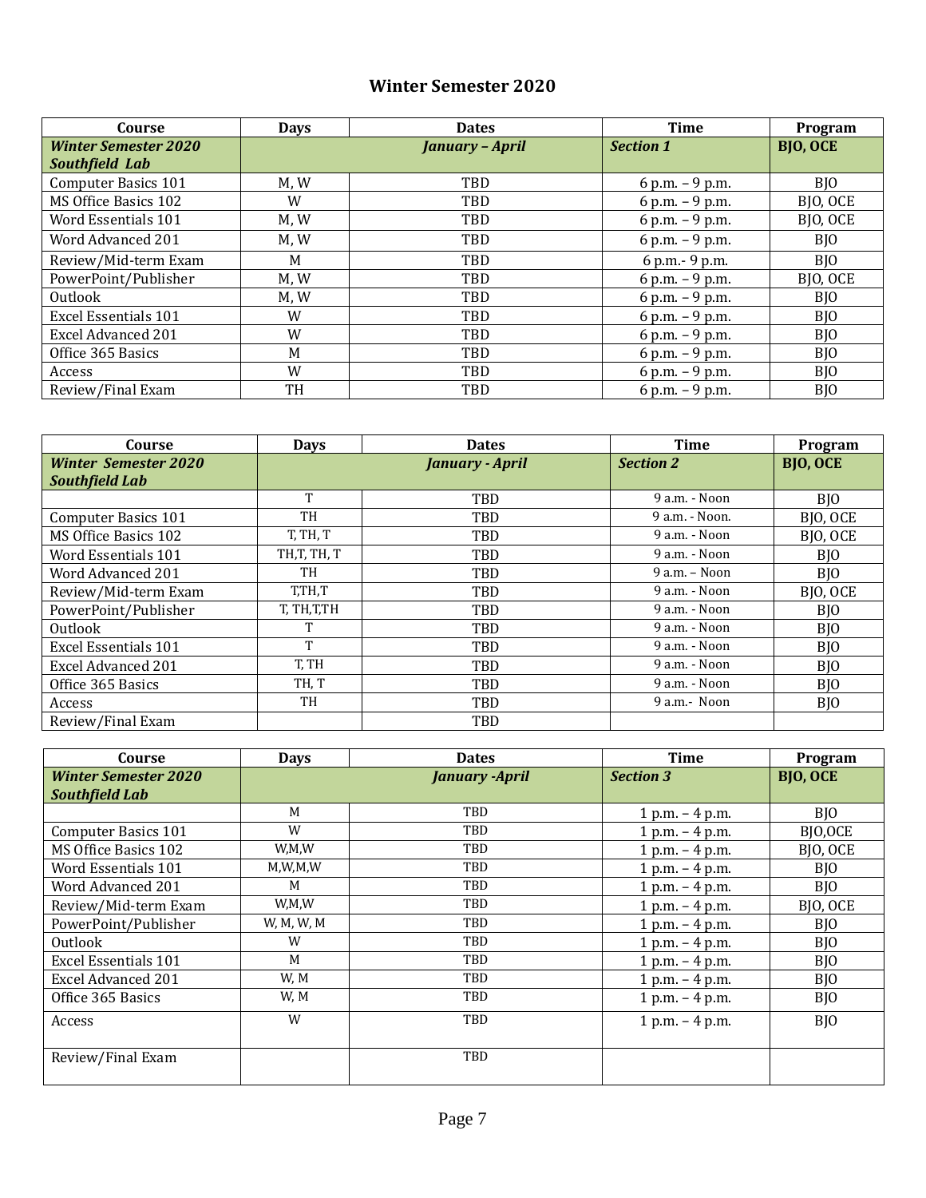## Winter Semester 2020

| Course | Days | Dates | Time | Program |
|---|---|---|---|---|
| ***Winter Semester 2020 Southfield Lab*** | | ***January – April*** | ***Section 1*** | **BJO, OCE** |
| Computer Basics 101 | M, W | TBD | 6 p.m. – 9 p.m. | BJO |
| MS Office Basics 102 | W | TBD | 6 p.m. – 9 p.m. | BJO, OCE |
| Word Essentials 101 | M, W | TBD | 6 p.m. – 9 p.m. | BJO, OCE |
| Word Advanced 201 | M, W | TBD | 6 p.m. – 9 p.m. | BJO |
| Review/Mid-term Exam | M | TBD | 6 p.m.- 9 p.m. | BJO |
| PowerPoint/Publisher | M, W | TBD | 6 p.m. – 9 p.m. | BJO, OCE |
| Outlook | M, W | TBD | 6 p.m. – 9 p.m. | BJO |
| Excel Essentials 101 | W | TBD | 6 p.m. – 9 p.m. | BJO |
| Excel Advanced 201 | W | TBD | 6 p.m. – 9 p.m. | BJO |
| Office 365 Basics | M | TBD | 6 p.m. – 9 p.m. | BJO |
| Access | W | TBD | 6 p.m. – 9 p.m. | BJO |
| Review/Final Exam | TH | TBD | 6 p.m. – 9 p.m. | BJO |

| Course | Days | Dates | Time | Program |
|---|---|---|---|---|
| ***Winter Semester 2020 Southfield Lab*** | | ***January - April*** | ***Section 2*** | **BJO, OCE** |
| | T | TBD | 9 a.m. - Noon | BJO |
| Computer Basics 101 | TH | TBD | 9 a.m. - Noon. | BJO, OCE |
| MS Office Basics 102 | T, TH, T | TBD | 9 a.m. - Noon | BJO, OCE |
| Word Essentials 101 | TH,T, TH, T | TBD | 9 a.m. - Noon | BJO |
| Word Advanced 201 | TH | TBD | 9 a.m. – Noon | BJO |
| Review/Mid-term Exam | T,TH,T | TBD | 9 a.m. - Noon | BJO, OCE |
| PowerPoint/Publisher | T, TH,T,TH | TBD | 9 a.m. - Noon | BJO |
| Outlook | T | TBD | 9 a.m. - Noon | BJO |
| Excel Essentials 101 | T | TBD | 9 a.m. - Noon | BJO |
| Excel Advanced 201 | T, TH | TBD | 9 a.m. - Noon | BJO |
| Office 365 Basics | TH, T | TBD | 9 a.m. - Noon | BJO |
| Access | TH | TBD | 9 a.m.- Noon | BJO |
| Review/Final Exam | | TBD | | |

| Course | Days | Dates | Time | Program |
|---|---|---|---|---|
| ***Winter Semester 2020 Southfield Lab*** | | ***January -April*** | ***Section 3*** | **BJO, OCE** |
| | M | TBD | 1 p.m. – 4 p.m. | BJO |
| Computer Basics 101 | W | TBD | 1 p.m. – 4 p.m. | BJO,OCE |
| MS Office Basics 102 | W,M,W | TBD | 1 p.m. – 4 p.m. | BJO, OCE |
| Word Essentials 101 | M,W,M,W | TBD | 1 p.m. – 4 p.m. | BJO |
| Word Advanced 201 | M | TBD | 1 p.m. – 4 p.m. | BJO |
| Review/Mid-term Exam | W,M,W | TBD | 1 p.m. – 4 p.m. | BJO, OCE |
| PowerPoint/Publisher | W, M, W, M | TBD | 1 p.m. – 4 p.m. | BJO |
| Outlook | W | TBD | 1 p.m. – 4 p.m. | BJO |
| Excel Essentials 101 | M | TBD | 1 p.m. – 4 p.m. | BJO |
| Excel Advanced 201 | W, M | TBD | 1 p.m. – 4 p.m. | BJO |
| Office 365 Basics | W, M | TBD | 1 p.m. – 4 p.m. | BJO |
| Access | W | TBD | 1 p.m. – 4 p.m. | BJO |
| Review/Final Exam | | TBD | | |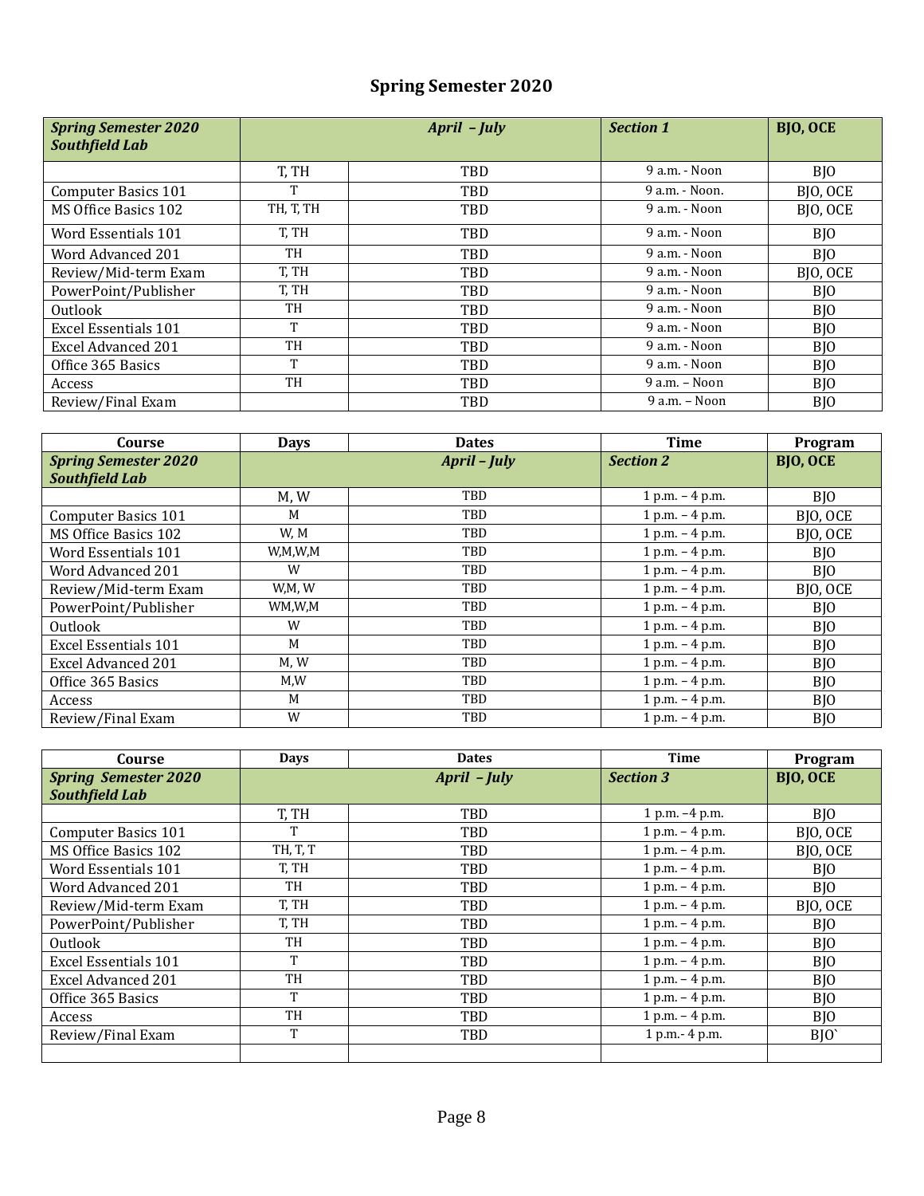## Spring Semester 2020

| ***Spring Semester 2020 Southfield Lab*** | | ***April – July*** | ***Section 1*** | **BJO, OCE** |
|---|---|---|---|---|
| | T, TH | TBD | 9 a.m. - Noon | BJO |
| Computer Basics 101 | T | TBD | 9 a.m. - Noon. | BJO, OCE |
| MS Office Basics 102 | TH, T, TH | TBD | 9 a.m. - Noon | BJO, OCE |
| Word Essentials 101 | T, TH | TBD | 9 a.m. - Noon | BJO |
| Word Advanced 201 | TH | TBD | 9 a.m. - Noon | BJO |
| Review/Mid-term Exam | T, TH | TBD | 9 a.m. - Noon | BJO, OCE |
| PowerPoint/Publisher | T, TH | TBD | 9 a.m. - Noon | BJO |
| Outlook | TH | TBD | 9 a.m. - Noon | BJO |
| Excel Essentials 101 | T | TBD | 9 a.m. - Noon | BJO |
| Excel Advanced 201 | TH | TBD | 9 a.m. - Noon | BJO |
| Office 365 Basics | T | TBD | 9 a.m. - Noon | BJO |
| Access | TH | TBD | 9 a.m. – Noon | BJO |
| Review/Final Exam | | TBD | 9 a.m. – Noon | BJO |

| Course | Days | Dates | Time | Program |
|---|---|---|---|---|
| ***Spring Semester 2020 Southfield Lab*** | | ***April – July*** | ***Section 2*** | **BJO, OCE** |
| | M, W | TBD | 1 p.m. – 4 p.m. | BJO |
| Computer Basics 101 | M | TBD | 1 p.m. – 4 p.m. | BJO, OCE |
| MS Office Basics 102 | W, M | TBD | 1 p.m. – 4 p.m. | BJO, OCE |
| Word Essentials 101 | W,M,W,M | TBD | 1 p.m. – 4 p.m. | BJO |
| Word Advanced 201 | W | TBD | 1 p.m. – 4 p.m. | BJO |
| Review/Mid-term Exam | W,M, W | TBD | 1 p.m. – 4 p.m. | BJO, OCE |
| PowerPoint/Publisher | WM,W,M | TBD | 1 p.m. – 4 p.m. | BJO |
| Outlook | W | TBD | 1 p.m. – 4 p.m. | BJO |
| Excel Essentials 101 | M | TBD | 1 p.m. – 4 p.m. | BJO |
| Excel Advanced 201 | M, W | TBD | 1 p.m. – 4 p.m. | BJO |
| Office 365 Basics | M,W | TBD | 1 p.m. – 4 p.m. | BJO |
| Access | M | TBD | 1 p.m. – 4 p.m. | BJO |
| Review/Final Exam | W | TBD | 1 p.m. – 4 p.m. | BJO |

| Course | Days | Dates | Time | Program |
|---|---|---|---|---|
| ***Spring Semester 2020 Southfield Lab*** | | ***April – July*** | ***Section 3*** | **BJO, OCE** |
| | T, TH | TBD | 1 p.m. –4 p.m. | BJO |
| Computer Basics 101 | T | TBD | 1 p.m. – 4 p.m. | BJO, OCE |
| MS Office Basics 102 | TH, T, T | TBD | 1 p.m. – 4 p.m. | BJO, OCE |
| Word Essentials 101 | T, TH | TBD | 1 p.m. – 4 p.m. | BJO |
| Word Advanced 201 | TH | TBD | 1 p.m. – 4 p.m. | BJO |
| Review/Mid-term Exam | T, TH | TBD | 1 p.m. – 4 p.m. | BJO, OCE |
| PowerPoint/Publisher | T, TH | TBD | 1 p.m. – 4 p.m. | BJO |
| Outlook | TH | TBD | 1 p.m. – 4 p.m. | BJO |
| Excel Essentials 101 | T | TBD | 1 p.m. – 4 p.m. | BJO |
| Excel Advanced 201 | TH | TBD | 1 p.m. – 4 p.m. | BJO |
| Office 365 Basics | T | TBD | 1 p.m. – 4 p.m. | BJO |
| Access | TH | TBD | 1 p.m. – 4 p.m. | BJO |
| Review/Final Exam | T | TBD | 1 p.m.- 4 p.m. | BJO` |
| | | | | |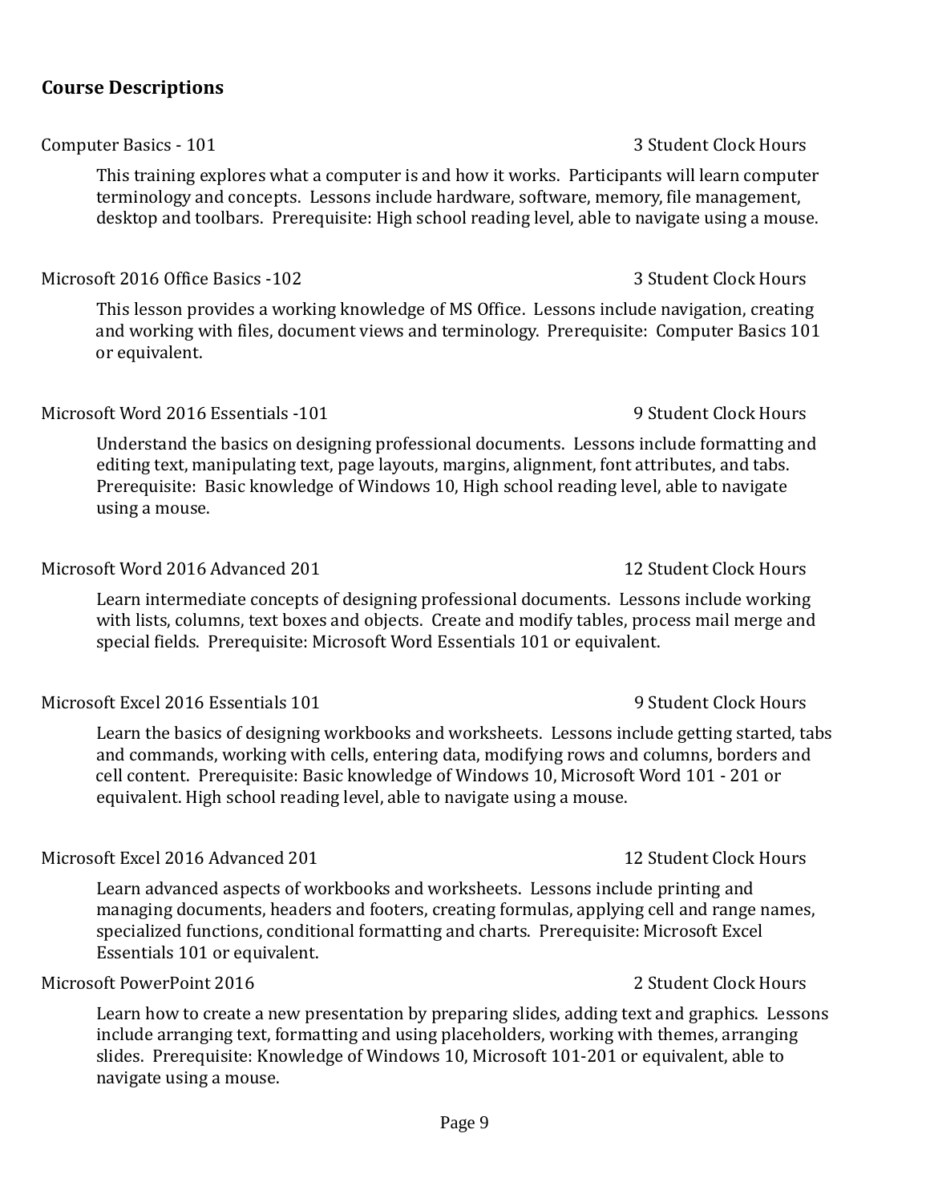## Course Descriptions

Computer Basics - 101 — 3 Student Clock Hours

This training explores what a computer is and how it works. Participants will learn computer terminology and concepts. Lessons include hardware, software, memory, file management, desktop and toolbars. Prerequisite: High school reading level, able to navigate using a mouse.

Microsoft 2016 Office Basics -102 — 3 Student Clock Hours

This lesson provides a working knowledge of MS Office. Lessons include navigation, creating and working with files, document views and terminology. Prerequisite: Computer Basics 101 or equivalent.

Microsoft Word 2016 Essentials -101 — 9 Student Clock Hours

Understand the basics on designing professional documents. Lessons include formatting and editing text, manipulating text, page layouts, margins, alignment, font attributes, and tabs. Prerequisite: Basic knowledge of Windows 10, High school reading level, able to navigate using a mouse.

Microsoft Word 2016 Advanced 201 — 12 Student Clock Hours

Learn intermediate concepts of designing professional documents. Lessons include working with lists, columns, text boxes and objects. Create and modify tables, process mail merge and special fields. Prerequisite: Microsoft Word Essentials 101 or equivalent.

Microsoft Excel 2016 Essentials 101 — 9 Student Clock Hours

Learn the basics of designing workbooks and worksheets. Lessons include getting started, tabs and commands, working with cells, entering data, modifying rows and columns, borders and cell content. Prerequisite: Basic knowledge of Windows 10, Microsoft Word 101 - 201 or equivalent. High school reading level, able to navigate using a mouse.

Microsoft Excel 2016 Advanced 201 — 12 Student Clock Hours

Learn advanced aspects of workbooks and worksheets. Lessons include printing and managing documents, headers and footers, creating formulas, applying cell and range names, specialized functions, conditional formatting and charts. Prerequisite: Microsoft Excel Essentials 101 or equivalent.

Microsoft PowerPoint 2016 — 2 Student Clock Hours

Learn how to create a new presentation by preparing slides, adding text and graphics. Lessons include arranging text, formatting and using placeholders, working with themes, arranging slides. Prerequisite: Knowledge of Windows 10, Microsoft 101-201 or equivalent, able to navigate using a mouse.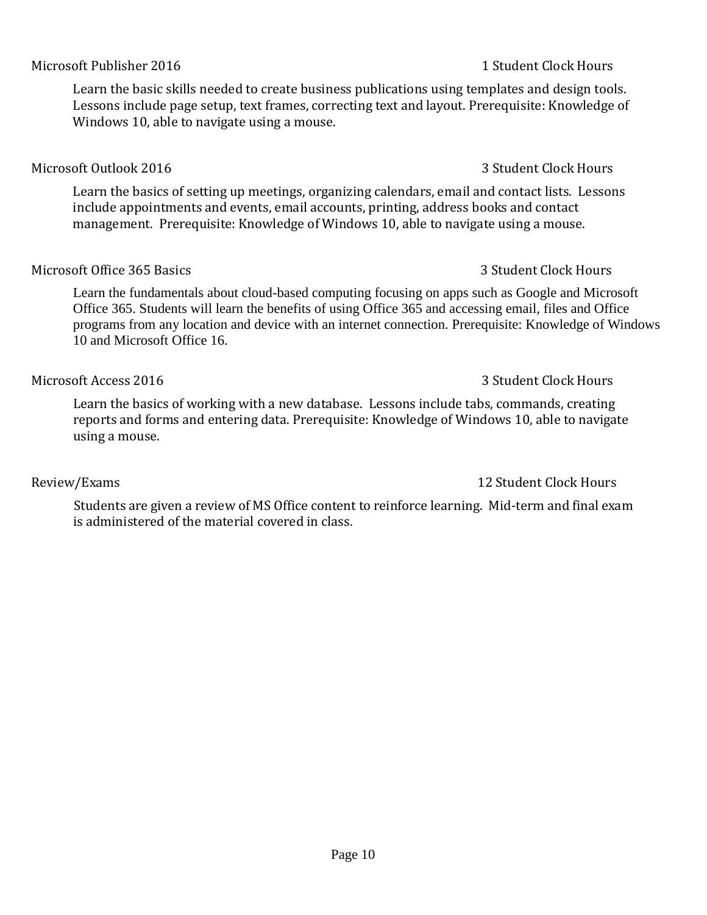**Microsoft Publisher 2016** — 1 Student Clock Hours

Learn the basic skills needed to create business publications using templates and design tools. Lessons include page setup, text frames, correcting text and layout. Prerequisite: Knowledge of Windows 10, able to navigate using a mouse.

**Microsoft Outlook 2016** — 3 Student Clock Hours

Learn the basics of setting up meetings, organizing calendars, email and contact lists. Lessons include appointments and events, email accounts, printing, address books and contact management. Prerequisite: Knowledge of Windows 10, able to navigate using a mouse.

**Microsoft Office 365 Basics** — 3 Student Clock Hours

Learn the fundamentals about cloud-based computing focusing on apps such as Google and Microsoft Office 365. Students will learn the benefits of using Office 365 and accessing email, files and Office programs from any location and device with an internet connection. Prerequisite: Knowledge of Windows 10 and Microsoft Office 16.

**Microsoft Access 2016** — 3 Student Clock Hours

Learn the basics of working with a new database. Lessons include tabs, commands, creating reports and forms and entering data. Prerequisite: Knowledge of Windows 10, able to navigate using a mouse.

**Review/Exams** — 12 Student Clock Hours

Students are given a review of MS Office content to reinforce learning. Mid-term and final exam is administered of the material covered in class.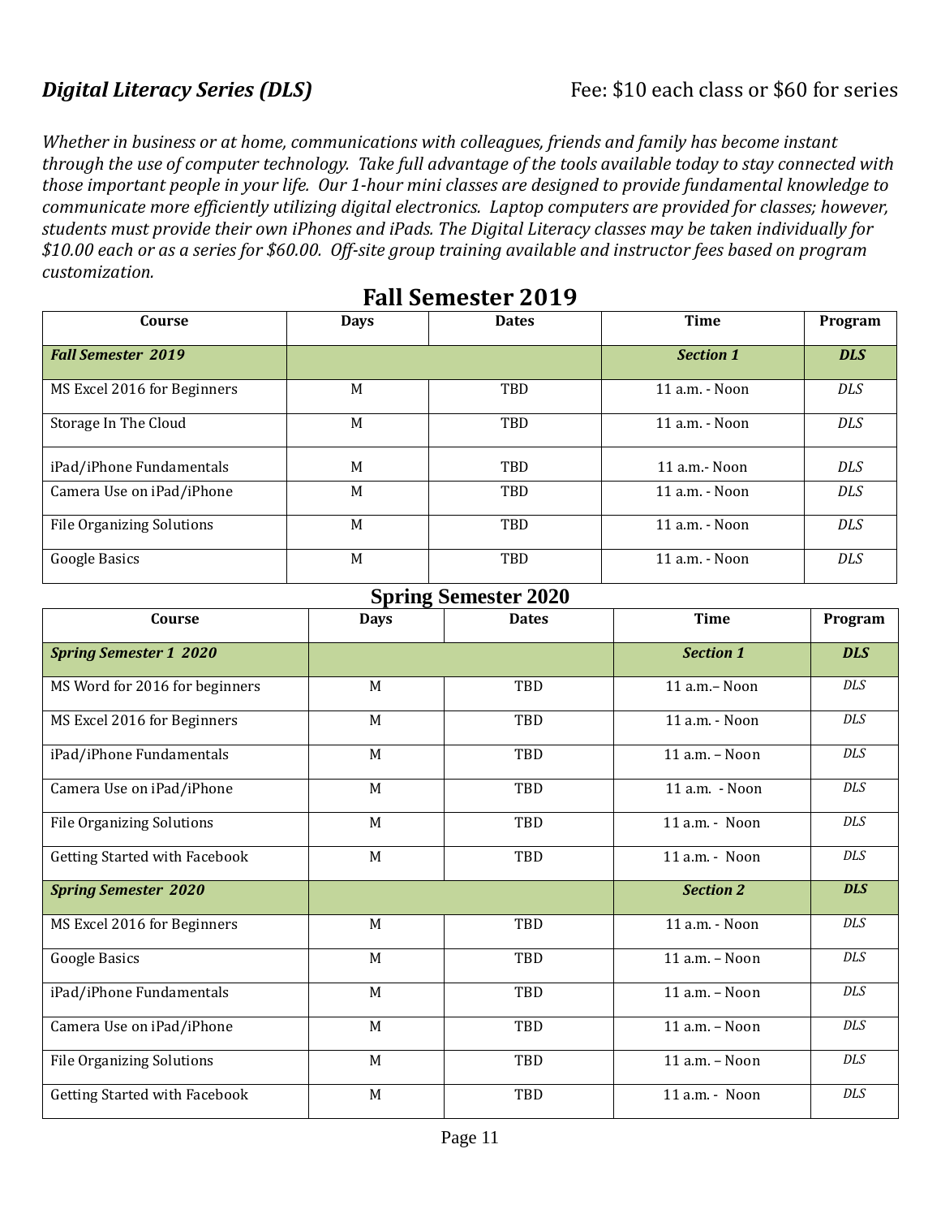## *Digital Literacy Series (DLS)*

Fee: $10 each class or $60 for series

*Whether in business or at home, communications with colleagues, friends and family has become instant through the use of computer technology. Take full advantage of the tools available today to stay connected with those important people in your life. Our 1-hour mini classes are designed to provide fundamental knowledge to communicate more efficiently utilizing digital electronics. Laptop computers are provided for classes; however, students must provide their own iPhones and iPads. The Digital Literacy classes may be taken individually for $10.00 each or as a series for $60.00. Off-site group training available and instructor fees based on program customization.*

## Fall Semester 2019

| Course | Days | Dates | Time | Program |
|---|---|---|---|---|
| ***Fall Semester 2019*** | | | ***Section 1*** | ***DLS*** |
| MS Excel 2016 for Beginners | M | TBD | 11 a.m. - Noon | *DLS* |
| Storage In The Cloud | M | TBD | 11 a.m. - Noon | *DLS* |
| iPad/iPhone Fundamentals | M | TBD | 11 a.m.- Noon | *DLS* |
| Camera Use on iPad/iPhone | M | TBD | 11 a.m. - Noon | *DLS* |
| File Organizing Solutions | M | TBD | 11 a.m. - Noon | *DLS* |
| Google Basics | M | TBD | 11 a.m. - Noon | *DLS* |

## Spring Semester 2020

| Course | Days | Dates | Time | Program |
|---|---|---|---|---|
| ***Spring Semester 1 2020*** | | | ***Section 1*** | ***DLS*** |
| MS Word for 2016 for beginners | M | TBD | 11 a.m.– Noon | *DLS* |
| MS Excel 2016 for Beginners | M | TBD | 11 a.m. - Noon | *DLS* |
| iPad/iPhone Fundamentals | M | TBD | 11 a.m. – Noon | *DLS* |
| Camera Use on iPad/iPhone | M | TBD | 11 a.m. - Noon | *DLS* |
| File Organizing Solutions | M | TBD | 11 a.m. - Noon | *DLS* |
| Getting Started with Facebook | M | TBD | 11 a.m. - Noon | *DLS* |
| ***Spring Semester 2020*** | | | ***Section 2*** | ***DLS*** |
| MS Excel 2016 for Beginners | M | TBD | 11 a.m. - Noon | *DLS* |
| Google Basics | M | TBD | 11 a.m. – Noon | *DLS* |
| iPad/iPhone Fundamentals | M | TBD | 11 a.m. – Noon | *DLS* |
| Camera Use on iPad/iPhone | M | TBD | 11 a.m. – Noon | *DLS* |
| File Organizing Solutions | M | TBD | 11 a.m. – Noon | *DLS* |
| Getting Started with Facebook | M | TBD | 11 a.m. - Noon | *DLS* |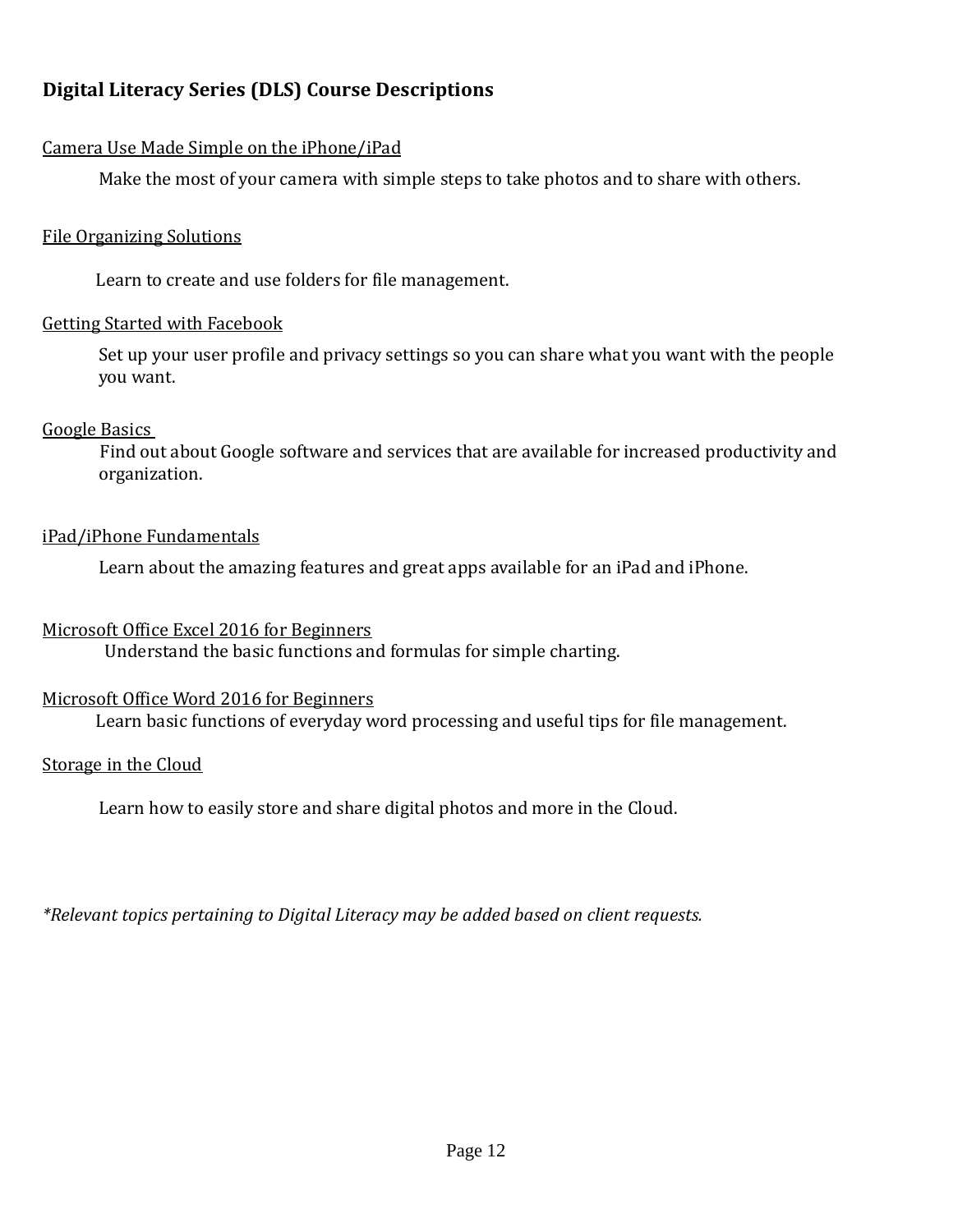## Digital Literacy Series (DLS) Course Descriptions

<u>Camera Use Made Simple on the iPhone/iPad</u>

Make the most of your camera with simple steps to take photos and to share with others.

<u>File Organizing Solutions</u>

Learn to create and use folders for file management.

<u>Getting Started with Facebook</u>

Set up your user profile and privacy settings so you can share what you want with the people you want.

<u>Google Basics</u>

Find out about Google software and services that are available for increased productivity and organization.

<u>iPad/iPhone Fundamentals</u>

Learn about the amazing features and great apps available for an iPad and iPhone.

<u>Microsoft Office Excel 2016 for Beginners</u>

Understand the basic functions and formulas for simple charting.

<u>Microsoft Office Word 2016 for Beginners</u>

Learn basic functions of everyday word processing and useful tips for file management.

<u>Storage in the Cloud</u>

Learn how to easily store and share digital photos and more in the Cloud.

*\*Relevant topics pertaining to Digital Literacy may be added based on client requests.*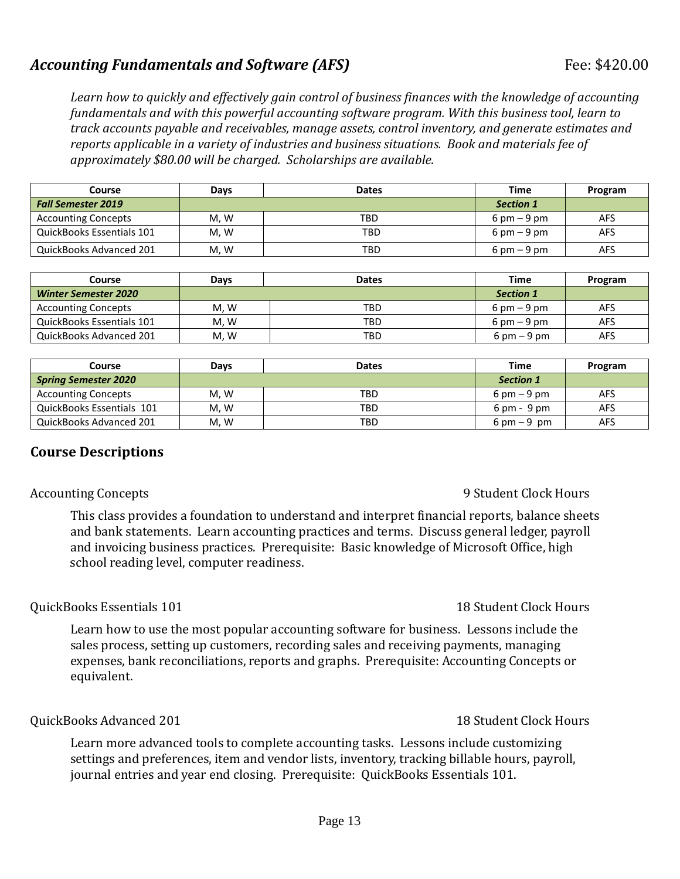## *Accounting Fundamentals and Software (AFS)*

Fee: $420.00

*Learn how to quickly and effectively gain control of business finances with the knowledge of accounting fundamentals and with this powerful accounting software program. With this business tool, learn to track accounts payable and receivables, manage assets, control inventory, and generate estimates and reports applicable in a variety of industries and business situations. Book and materials fee of approximately $80.00 will be charged. Scholarships are available.*

| Course | Days | Dates | Time | Program |
|---|---|---|---|---|
| ***Fall Semester 2019*** | | | ***Section 1*** | |
| Accounting Concepts | M, W | TBD | 6 pm – 9 pm | AFS |
| QuickBooks Essentials 101 | M, W | TBD | 6 pm – 9 pm | AFS |
| QuickBooks Advanced 201 | M, W | TBD | 6 pm – 9 pm | AFS |

| Course | Days | Dates | Time | Program |
|---|---|---|---|---|
| ***Winter Semester 2020*** | | | ***Section 1*** | |
| Accounting Concepts | M, W | TBD | 6 pm – 9 pm | AFS |
| QuickBooks Essentials 101 | M, W | TBD | 6 pm – 9 pm | AFS |
| QuickBooks Advanced 201 | M, W | TBD | 6 pm – 9 pm | AFS |

| Course | Days | Dates | Time | Program |
|---|---|---|---|---|
| ***Spring Semester 2020*** | | | ***Section 1*** | |
| Accounting Concepts | M, W | TBD | 6 pm – 9 pm | AFS |
| QuickBooks Essentials 101 | M, W | TBD | 6 pm - 9 pm | AFS |
| QuickBooks Advanced 201 | M, W | TBD | 6 pm – 9 pm | AFS |

### Course Descriptions

Accounting Concepts — 9 Student Clock Hours

This class provides a foundation to understand and interpret financial reports, balance sheets and bank statements. Learn accounting practices and terms. Discuss general ledger, payroll and invoicing business practices. Prerequisite: Basic knowledge of Microsoft Office, high school reading level, computer readiness.

QuickBooks Essentials 101 — 18 Student Clock Hours

Learn how to use the most popular accounting software for business. Lessons include the sales process, setting up customers, recording sales and receiving payments, managing expenses, bank reconciliations, reports and graphs. Prerequisite: Accounting Concepts or equivalent.

QuickBooks Advanced 201 — 18 Student Clock Hours

Learn more advanced tools to complete accounting tasks. Lessons include customizing settings and preferences, item and vendor lists, inventory, tracking billable hours, payroll, journal entries and year end closing. Prerequisite: QuickBooks Essentials 101.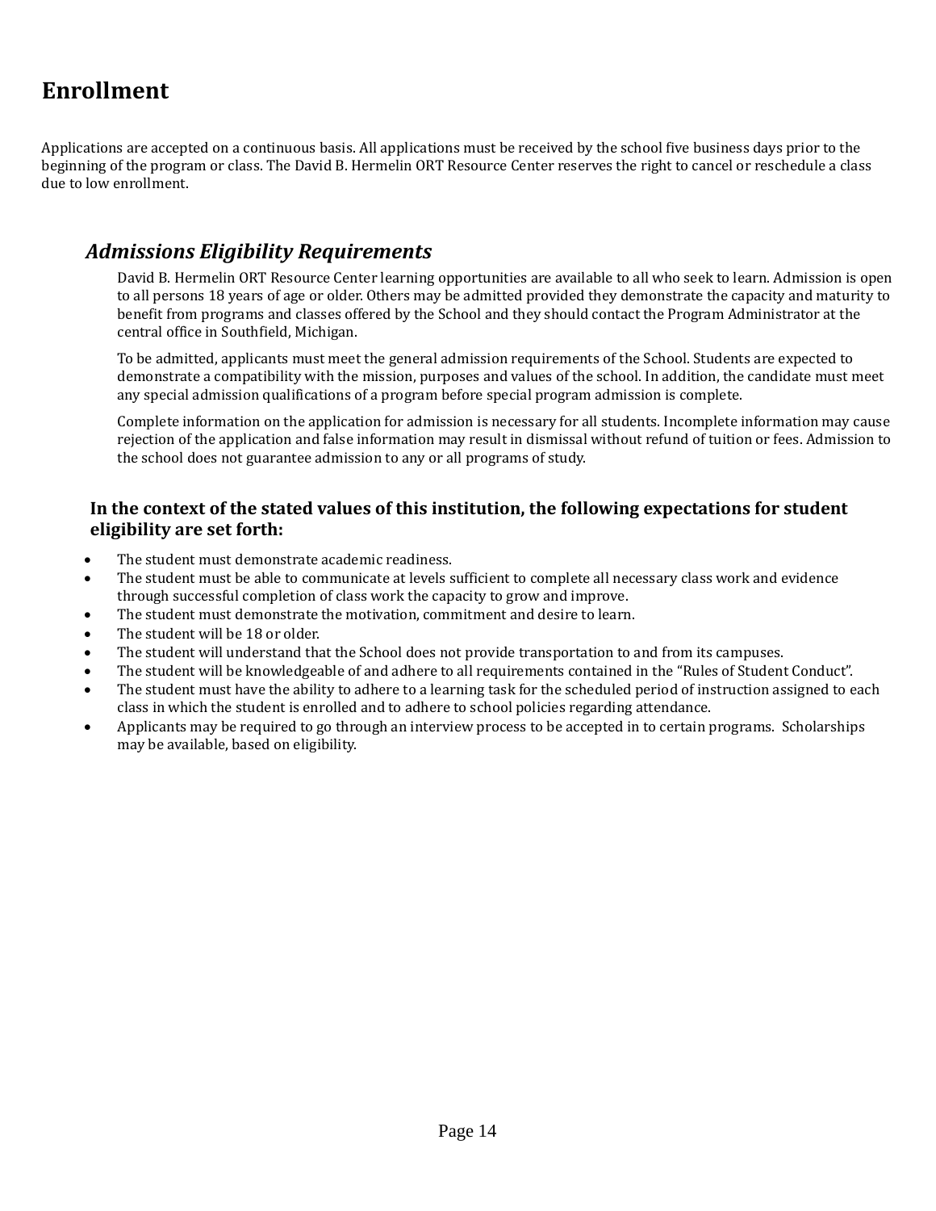# Enrollment

Applications are accepted on a continuous basis. All applications must be received by the school five business days prior to the beginning of the program or class. The David B. Hermelin ORT Resource Center reserves the right to cancel or reschedule a class due to low enrollment.

## *Admissions Eligibility Requirements*

David B. Hermelin ORT Resource Center learning opportunities are available to all who seek to learn. Admission is open to all persons 18 years of age or older. Others may be admitted provided they demonstrate the capacity and maturity to benefit from programs and classes offered by the School and they should contact the Program Administrator at the central office in Southfield, Michigan.

To be admitted, applicants must meet the general admission requirements of the School. Students are expected to demonstrate a compatibility with the mission, purposes and values of the school. In addition, the candidate must meet any special admission qualifications of a program before special program admission is complete.

Complete information on the application for admission is necessary for all students. Incomplete information may cause rejection of the application and false information may result in dismissal without refund of tuition or fees. Admission to the school does not guarantee admission to any or all programs of study.

### In the context of the stated values of this institution, the following expectations for student eligibility are set forth:

- The student must demonstrate academic readiness.
- The student must be able to communicate at levels sufficient to complete all necessary class work and evidence through successful completion of class work the capacity to grow and improve.
- The student must demonstrate the motivation, commitment and desire to learn.
- The student will be 18 or older.
- The student will understand that the School does not provide transportation to and from its campuses.
- The student will be knowledgeable of and adhere to all requirements contained in the "Rules of Student Conduct".
- The student must have the ability to adhere to a learning task for the scheduled period of instruction assigned to each class in which the student is enrolled and to adhere to school policies regarding attendance.
- Applicants may be required to go through an interview process to be accepted in to certain programs. Scholarships may be available, based on eligibility.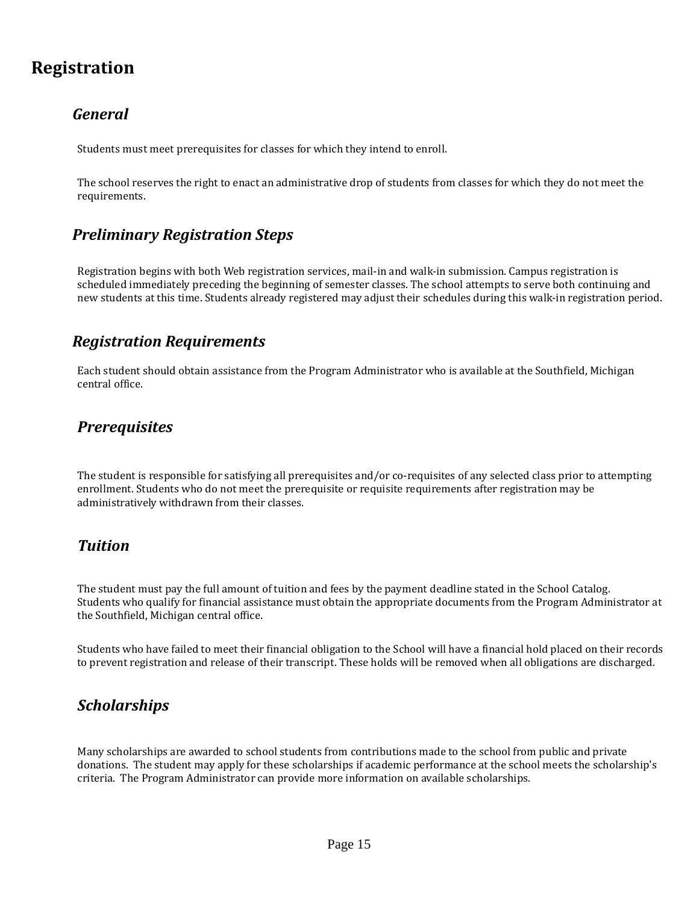# Registration

## *General*

Students must meet prerequisites for classes for which they intend to enroll.

The school reserves the right to enact an administrative drop of students from classes for which they do not meet the requirements.

## *Preliminary Registration Steps*

Registration begins with both Web registration services, mail-in and walk-in submission. Campus registration is scheduled immediately preceding the beginning of semester classes. The school attempts to serve both continuing and new students at this time. Students already registered may adjust their schedules during this walk-in registration period.

## *Registration Requirements*

Each student should obtain assistance from the Program Administrator who is available at the Southfield, Michigan central office.

## *Prerequisites*

The student is responsible for satisfying all prerequisites and/or co-requisites of any selected class prior to attempting enrollment. Students who do not meet the prerequisite or requisite requirements after registration may be administratively withdrawn from their classes.

## *Tuition*

The student must pay the full amount of tuition and fees by the payment deadline stated in the School Catalog. Students who qualify for financial assistance must obtain the appropriate documents from the Program Administrator at the Southfield, Michigan central office.

Students who have failed to meet their financial obligation to the School will have a financial hold placed on their records to prevent registration and release of their transcript. These holds will be removed when all obligations are discharged.

## *Scholarships*

Many scholarships are awarded to school students from contributions made to the school from public and private donations. The student may apply for these scholarships if academic performance at the school meets the scholarship's criteria. The Program Administrator can provide more information on available scholarships.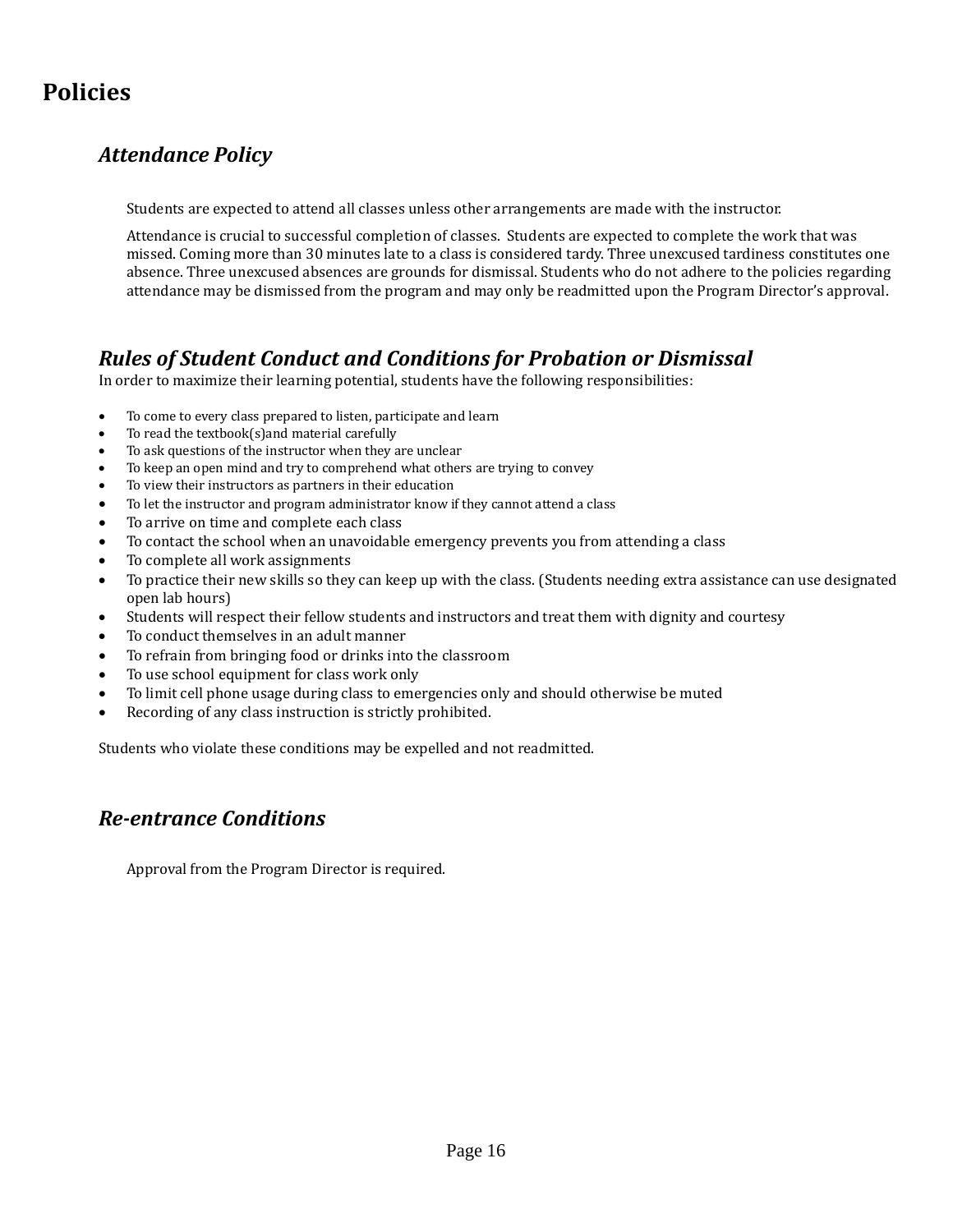# Policies

## *Attendance Policy*

Students are expected to attend all classes unless other arrangements are made with the instructor.

Attendance is crucial to successful completion of classes. Students are expected to complete the work that was missed. Coming more than 30 minutes late to a class is considered tardy. Three unexcused tardiness constitutes one absence. Three unexcused absences are grounds for dismissal. Students who do not adhere to the policies regarding attendance may be dismissed from the program and may only be readmitted upon the Program Director's approval.

## *Rules of Student Conduct and Conditions for Probation or Dismissal*

In order to maximize their learning potential, students have the following responsibilities:

- To come to every class prepared to listen, participate and learn
- To read the textbook(s)and material carefully
- To ask questions of the instructor when they are unclear
- To keep an open mind and try to comprehend what others are trying to convey
- To view their instructors as partners in their education
- To let the instructor and program administrator know if they cannot attend a class
- To arrive on time and complete each class
- To contact the school when an unavoidable emergency prevents you from attending a class
- To complete all work assignments
- To practice their new skills so they can keep up with the class. (Students needing extra assistance can use designated open lab hours)
- Students will respect their fellow students and instructors and treat them with dignity and courtesy
- To conduct themselves in an adult manner
- To refrain from bringing food or drinks into the classroom
- To use school equipment for class work only
- To limit cell phone usage during class to emergencies only and should otherwise be muted
- Recording of any class instruction is strictly prohibited.

Students who violate these conditions may be expelled and not readmitted.

## *Re-entrance Conditions*

Approval from the Program Director is required.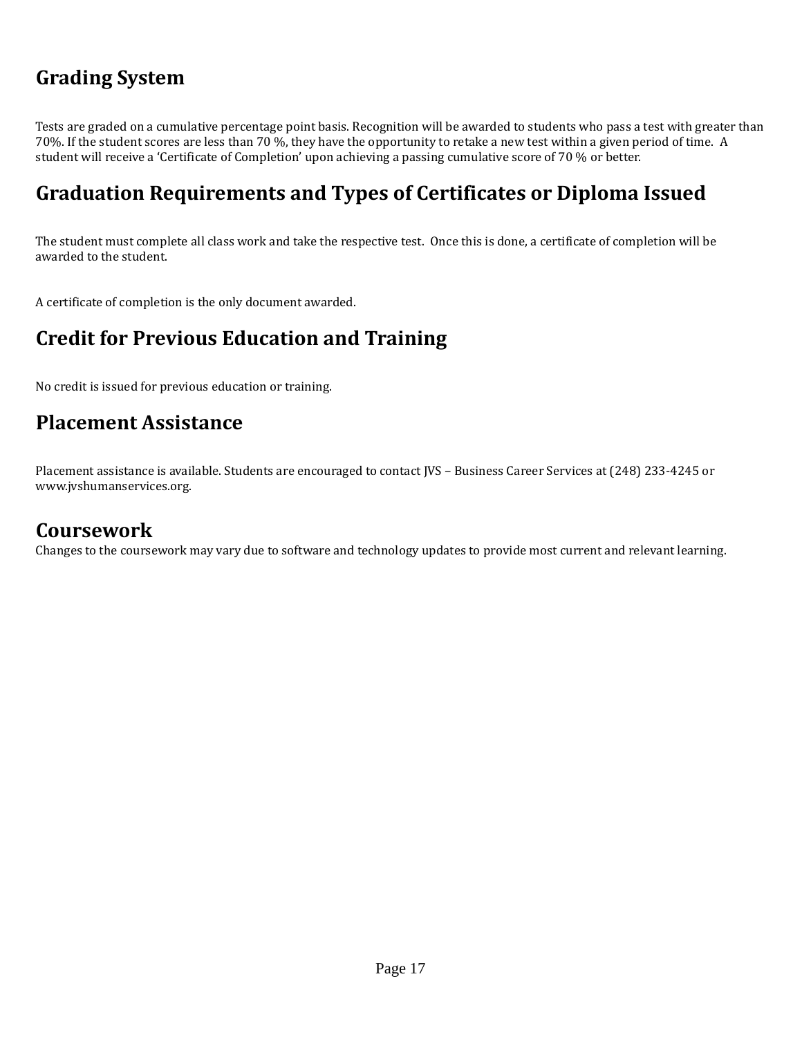## Grading System

Tests are graded on a cumulative percentage point basis. Recognition will be awarded to students who pass a test with greater than 70%. If the student scores are less than 70 %, they have the opportunity to retake a new test within a given period of time. A student will receive a 'Certificate of Completion' upon achieving a passing cumulative score of 70 % or better.

## Graduation Requirements and Types of Certificates or Diploma Issued

The student must complete all class work and take the respective test. Once this is done, a certificate of completion will be awarded to the student.

A certificate of completion is the only document awarded.

## Credit for Previous Education and Training

No credit is issued for previous education or training.

## Placement Assistance

Placement assistance is available. Students are encouraged to contact JVS – Business Career Services at (248) 233-4245 or www.jvshumanservices.org.

## Coursework

Changes to the coursework may vary due to software and technology updates to provide most current and relevant learning.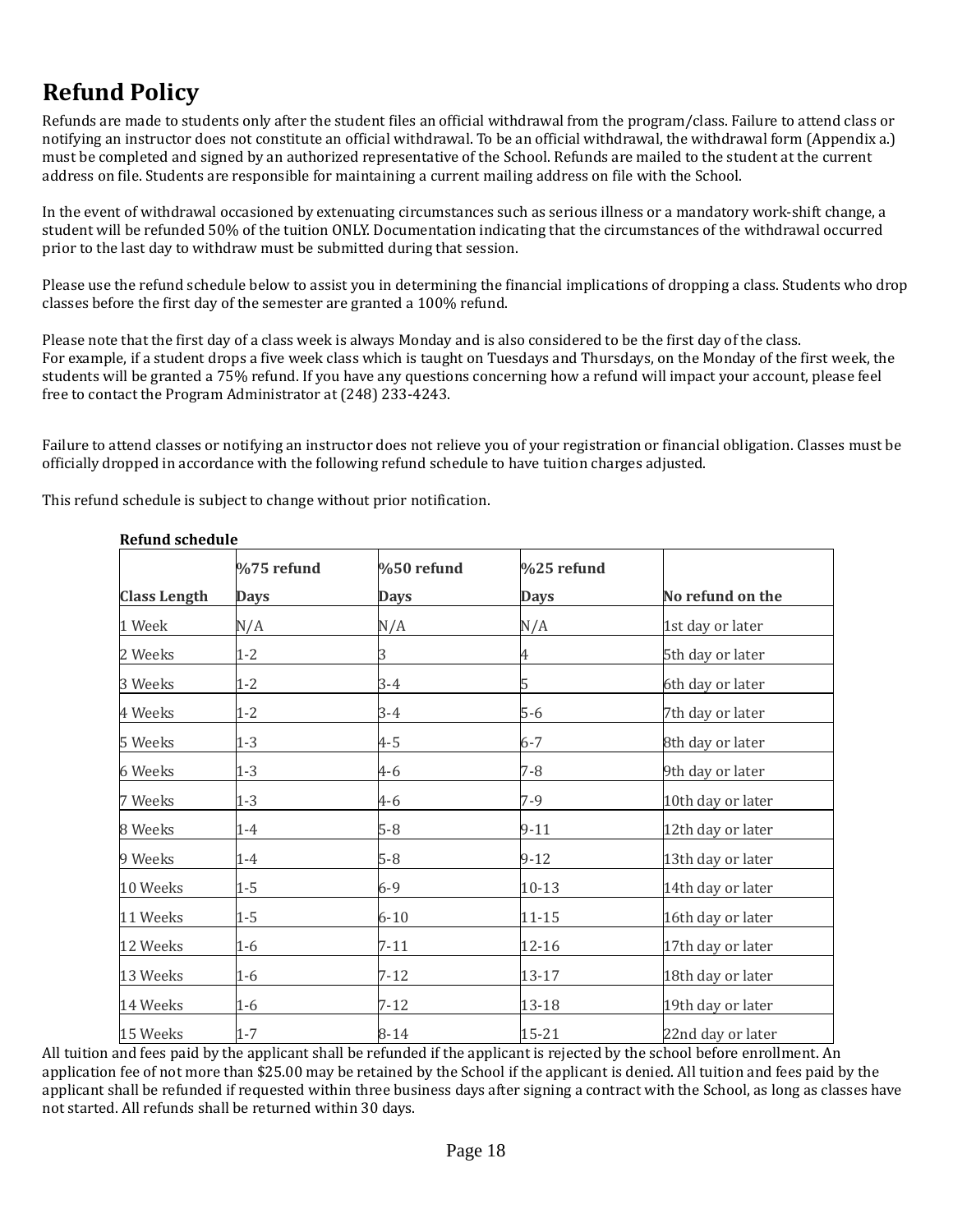# Refund Policy

Refunds are made to students only after the student files an official withdrawal from the program/class. Failure to attend class or notifying an instructor does not constitute an official withdrawal. To be an official withdrawal, the withdrawal form (Appendix a.) must be completed and signed by an authorized representative of the School. Refunds are mailed to the student at the current address on file. Students are responsible for maintaining a current mailing address on file with the School.

In the event of withdrawal occasioned by extenuating circumstances such as serious illness or a mandatory work-shift change, a student will be refunded 50% of the tuition ONLY. Documentation indicating that the circumstances of the withdrawal occurred prior to the last day to withdraw must be submitted during that session.

Please use the refund schedule below to assist you in determining the financial implications of dropping a class. Students who drop classes before the first day of the semester are granted a 100% refund.

Please note that the first day of a class week is always Monday and is also considered to be the first day of the class. For example, if a student drops a five week class which is taught on Tuesdays and Thursdays, on the Monday of the first week, the students will be granted a 75% refund. If you have any questions concerning how a refund will impact your account, please feel free to contact the Program Administrator at (248) 233-4243.

Failure to attend classes or notifying an instructor does not relieve you of your registration or financial obligation. Classes must be officially dropped in accordance with the following refund schedule to have tuition charges adjusted.

This refund schedule is subject to change without prior notification.

**Refund schedule**

| Class Length | %75 refund Days | %50 refund Days | %25 refund Days | No refund on the |
|---|---|---|---|---|
| 1 Week | N/A | N/A | N/A | 1st day or later |
| 2 Weeks | 1-2 | 3 | 4 | 5th day or later |
| 3 Weeks | 1-2 | 3-4 | 5 | 6th day or later |
| 4 Weeks | 1-2 | 3-4 | 5-6 | 7th day or later |
| 5 Weeks | 1-3 | 4-5 | 6-7 | 8th day or later |
| 6 Weeks | 1-3 | 4-6 | 7-8 | 9th day or later |
| 7 Weeks | 1-3 | 4-6 | 7-9 | 10th day or later |
| 8 Weeks | 1-4 | 5-8 | 9-11 | 12th day or later |
| 9 Weeks | 1-4 | 5-8 | 9-12 | 13th day or later |
| 10 Weeks | 1-5 | 6-9 | 10-13 | 14th day or later |
| 11 Weeks | 1-5 | 6-10 | 11-15 | 16th day or later |
| 12 Weeks | 1-6 | 7-11 | 12-16 | 17th day or later |
| 13 Weeks | 1-6 | 7-12 | 13-17 | 18th day or later |
| 14 Weeks | 1-6 | 7-12 | 13-18 | 19th day or later |
| 15 Weeks | 1-7 | 8-14 | 15-21 | 22nd day or later |

All tuition and fees paid by the applicant shall be refunded if the applicant is rejected by the school before enrollment. An application fee of not more than $25.00 may be retained by the School if the applicant is denied. All tuition and fees paid by the applicant shall be refunded if requested within three business days after signing a contract with the School, as long as classes have not started. All refunds shall be returned within 30 days.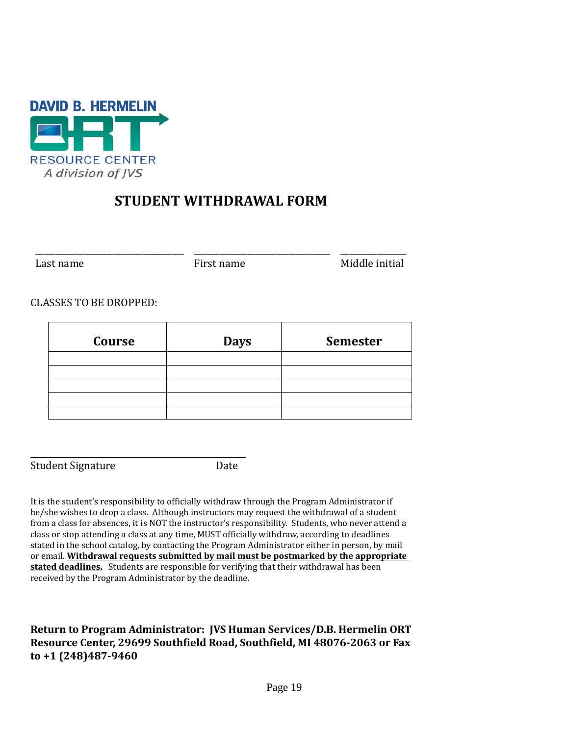DAVID B. HERMELIN
ORT
RESOURCE CENTER
*A division of JVS*

# STUDENT WITHDRAWAL FORM

\_\_\_\_\_\_\_\_\_\_\_\_\_\_\_\_\_\_\_\_\_\_\_\_\_\_\_\_\_\_ \_\_\_\_\_\_\_\_\_\_\_\_\_\_\_\_\_\_\_\_\_\_\_\_\_\_\_\_\_\_ \_\_\_\_\_\_\_\_\_\_\_\_\_\_

Last name First name Middle initial

CLASSES TO BE DROPPED:

| Course | Days | Semester |
|---|---|---|
| | | |
| | | |
| | | |
| | | |
| | | |

\_\_\_\_\_\_\_\_\_\_\_\_\_\_\_\_\_\_\_\_\_\_\_\_\_\_\_\_\_\_\_\_\_\_\_\_\_\_\_\_\_\_\_\_

Student Signature Date

It is the student's responsibility to officially withdraw through the Program Administrator if he/she wishes to drop a class. Although instructors may request the withdrawal of a student from a class for absences, it is NOT the instructor's responsibility. Students, who never attend a class or stop attending a class at any time, MUST officially withdraw, according to deadlines stated in the school catalog, by contacting the Program Administrator either in person, by mail or email. **Withdrawal requests submitted by mail must be postmarked by the appropriate stated deadlines.** Students are responsible for verifying that their withdrawal has been received by the Program Administrator by the deadline.

**Return to Program Administrator: JVS Human Services/D.B. Hermelin ORT Resource Center, 29699 Southfield Road, Southfield, MI 48076-2063 or Fax to +1 (248)487-9460**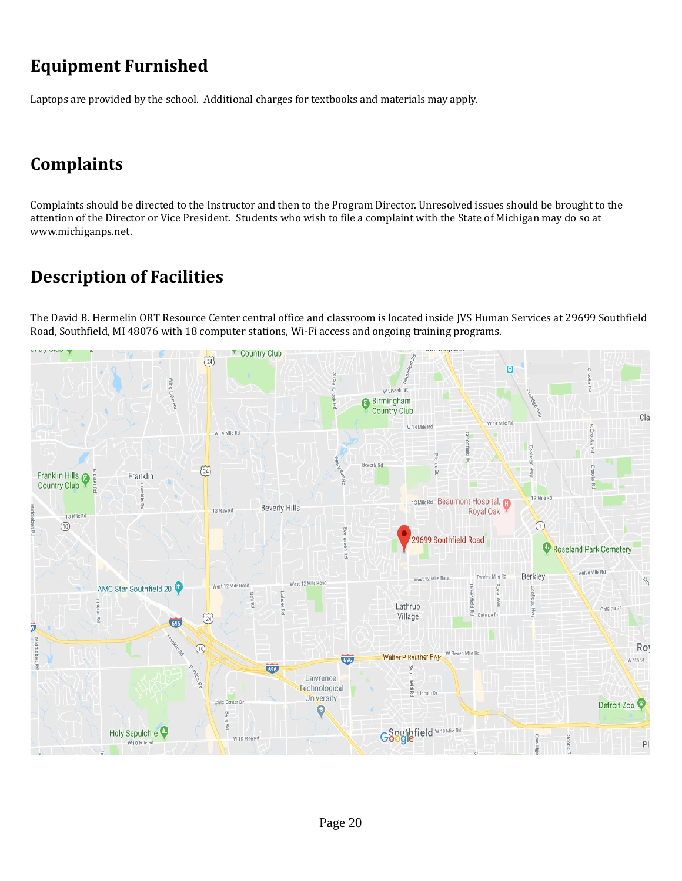## Equipment Furnished

Laptops are provided by the school. Additional charges for textbooks and materials may apply.

## Complaints

Complaints should be directed to the Instructor and then to the Program Director. Unresolved issues should be brought to the attention of the Director or Vice President. Students who wish to file a complaint with the State of Michigan may do so at www.michiganps.net.

## Description of Facilities

The David B. Hermelin ORT Resource Center central office and classroom is located inside JVS Human Services at 29699 Southfield Road, Southfield, MI 48076 with 18 computer stations, Wi-Fi access and ongoing training programs.